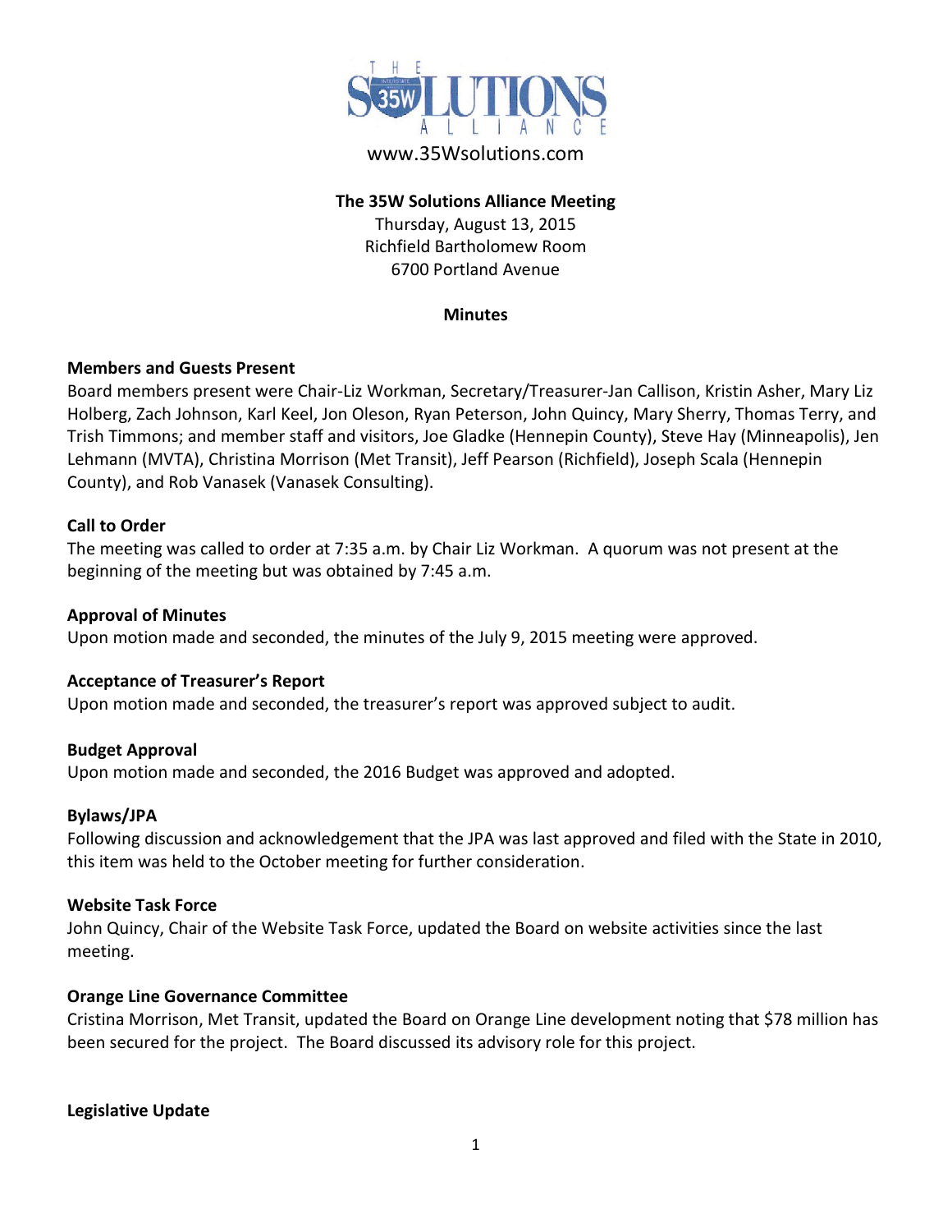www.35Wsolutions.com

**The 35W Solutions Alliance Meeting**

Thursday, August 13, 2015
Richfield Bartholomew Room
6700 Portland Avenue

**Minutes**

### Members and Guests Present

Board members present were Chair-Liz Workman, Secretary/Treasurer-Jan Callison, Kristin Asher, Mary Liz Holberg, Zach Johnson, Karl Keel, Jon Oleson, Ryan Peterson, John Quincy, Mary Sherry, Thomas Terry, and Trish Timmons; and member staff and visitors, Joe Gladke (Hennepin County), Steve Hay (Minneapolis), Jen Lehmann (MVTA), Christina Morrison (Met Transit), Jeff Pearson (Richfield), Joseph Scala (Hennepin County), and Rob Vanasek (Vanasek Consulting).

### Call to Order

The meeting was called to order at 7:35 a.m. by Chair Liz Workman. A quorum was not present at the beginning of the meeting but was obtained by 7:45 a.m.

### Approval of Minutes

Upon motion made and seconded, the minutes of the July 9, 2015 meeting were approved.

### Acceptance of Treasurer's Report

Upon motion made and seconded, the treasurer's report was approved subject to audit.

### Budget Approval

Upon motion made and seconded, the 2016 Budget was approved and adopted.

### Bylaws/JPA

Following discussion and acknowledgement that the JPA was last approved and filed with the State in 2010, this item was held to the October meeting for further consideration.

### Website Task Force

John Quincy, Chair of the Website Task Force, updated the Board on website activities since the last meeting.

### Orange Line Governance Committee

Cristina Morrison, Met Transit, updated the Board on Orange Line development noting that $78 million has been secured for the project. The Board discussed its advisory role for this project.

### Legislative Update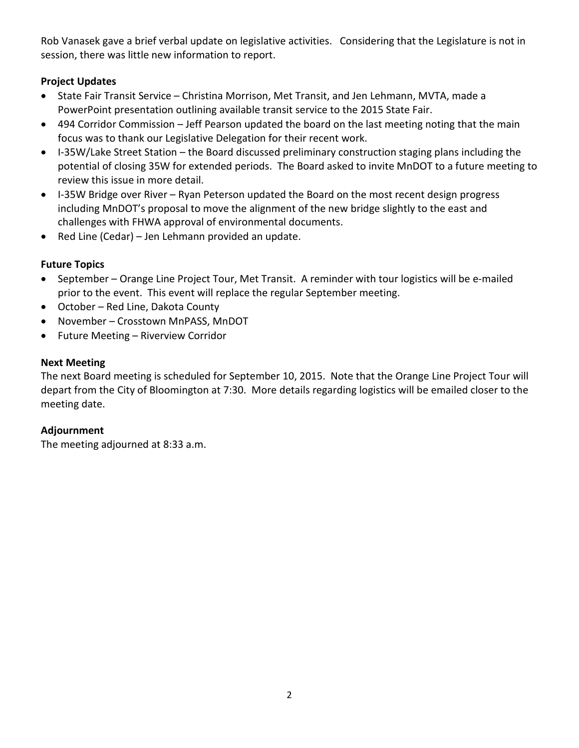Rob Vanasek gave a brief verbal update on legislative activities. Considering that the Legislature is not in session, there was little new information to report.

**Project Updates**

- State Fair Transit Service – Christina Morrison, Met Transit, and Jen Lehmann, MVTA, made a PowerPoint presentation outlining available transit service to the 2015 State Fair.
- 494 Corridor Commission – Jeff Pearson updated the board on the last meeting noting that the main focus was to thank our Legislative Delegation for their recent work.
- I-35W/Lake Street Station – the Board discussed preliminary construction staging plans including the potential of closing 35W for extended periods. The Board asked to invite MnDOT to a future meeting to review this issue in more detail.
- I-35W Bridge over River – Ryan Peterson updated the Board on the most recent design progress including MnDOT's proposal to move the alignment of the new bridge slightly to the east and challenges with FHWA approval of environmental documents.
- Red Line (Cedar) – Jen Lehmann provided an update.

**Future Topics**

- September – Orange Line Project Tour, Met Transit. A reminder with tour logistics will be e-mailed prior to the event. This event will replace the regular September meeting.
- October – Red Line, Dakota County
- November – Crosstown MnPASS, MnDOT
- Future Meeting – Riverview Corridor

**Next Meeting**

The next Board meeting is scheduled for September 10, 2015. Note that the Orange Line Project Tour will depart from the City of Bloomington at 7:30. More details regarding logistics will be emailed closer to the meeting date.

**Adjournment**

The meeting adjourned at 8:33 a.m.